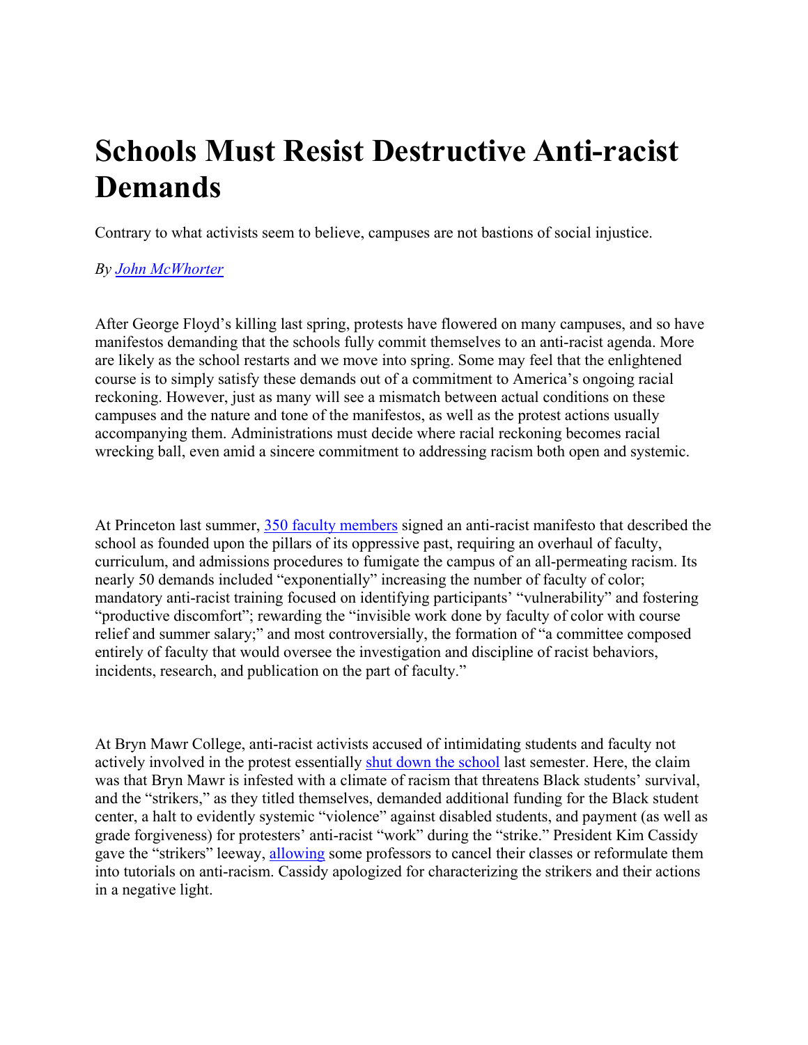# Schools Must Resist Destructive Anti-racist Demands

Contrary to what activists seem to believe, campuses are not bastions of social injustice.

*By [John McWhorter]()*

After George Floyd's killing last spring, protests have flowered on many campuses, and so have manifestos demanding that the schools fully commit themselves to an anti-racist agenda. More are likely as the school restarts and we move into spring. Some may feel that the enlightened course is to simply satisfy these demands out of a commitment to America's ongoing racial reckoning. However, just as many will see a mismatch between actual conditions on these campuses and the nature and tone of the manifestos, as well as the protest actions usually accompanying them. Administrations must decide where racial reckoning becomes racial wrecking ball, even amid a sincere commitment to addressing racism both open and systemic.

At Princeton last summer, [350 faculty members]() signed an anti-racist manifesto that described the school as founded upon the pillars of its oppressive past, requiring an overhaul of faculty, curriculum, and admissions procedures to fumigate the campus of an all-permeating racism. Its nearly 50 demands included "exponentially" increasing the number of faculty of color; mandatory anti-racist training focused on identifying participants' "vulnerability" and fostering "productive discomfort"; rewarding the "invisible work done by faculty of color with course relief and summer salary;" and most controversially, the formation of "a committee composed entirely of faculty that would oversee the investigation and discipline of racist behaviors, incidents, research, and publication on the part of faculty."

At Bryn Mawr College, anti-racist activists accused of intimidating students and faculty not actively involved in the protest essentially [shut down the school]() last semester. Here, the claim was that Bryn Mawr is infested with a climate of racism that threatens Black students' survival, and the "strikers," as they titled themselves, demanded additional funding for the Black student center, a halt to evidently systemic "violence" against disabled students, and payment (as well as grade forgiveness) for protesters' anti-racist "work" during the "strike." President Kim Cassidy gave the "strikers" leeway, [allowing]() some professors to cancel their classes or reformulate them into tutorials on anti-racism. Cassidy apologized for characterizing the strikers and their actions in a negative light.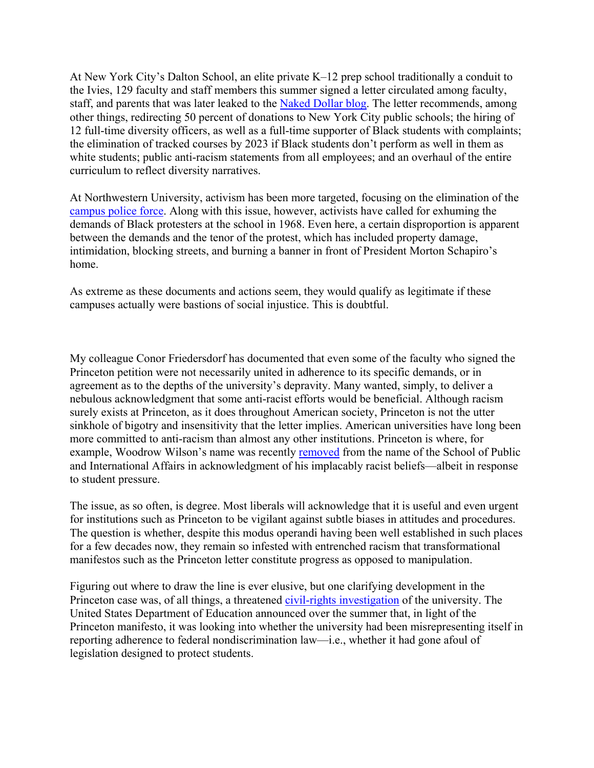At New York City's Dalton School, an elite private K–12 prep school traditionally a conduit to the Ivies, 129 faculty and staff members this summer signed a letter circulated among faculty, staff, and parents that was later leaked to the Naked Dollar blog. The letter recommends, among other things, redirecting 50 percent of donations to New York City public schools; the hiring of 12 full-time diversity officers, as well as a full-time supporter of Black students with complaints; the elimination of tracked courses by 2023 if Black students don't perform as well in them as white students; public anti-racism statements from all employees; and an overhaul of the entire curriculum to reflect diversity narratives.

At Northwestern University, activism has been more targeted, focusing on the elimination of the campus police force. Along with this issue, however, activists have called for exhuming the demands of Black protesters at the school in 1968. Even here, a certain disproportion is apparent between the demands and the tenor of the protest, which has included property damage, intimidation, blocking streets, and burning a banner in front of President Morton Schapiro's home.

As extreme as these documents and actions seem, they would qualify as legitimate if these campuses actually were bastions of social injustice. This is doubtful.

My colleague Conor Friedersdorf has documented that even some of the faculty who signed the Princeton petition were not necessarily united in adherence to its specific demands, or in agreement as to the depths of the university's depravity. Many wanted, simply, to deliver a nebulous acknowledgment that some anti-racist efforts would be beneficial. Although racism surely exists at Princeton, as it does throughout American society, Princeton is not the utter sinkhole of bigotry and insensitivity that the letter implies. American universities have long been more committed to anti-racism than almost any other institutions. Princeton is where, for example, Woodrow Wilson's name was recently removed from the name of the School of Public and International Affairs in acknowledgment of his implacably racist beliefs—albeit in response to student pressure.

The issue, as so often, is degree. Most liberals will acknowledge that it is useful and even urgent for institutions such as Princeton to be vigilant against subtle biases in attitudes and procedures. The question is whether, despite this modus operandi having been well established in such places for a few decades now, they remain so infested with entrenched racism that transformational manifestos such as the Princeton letter constitute progress as opposed to manipulation.

Figuring out where to draw the line is ever elusive, but one clarifying development in the Princeton case was, of all things, a threatened civil-rights investigation of the university. The United States Department of Education announced over the summer that, in light of the Princeton manifesto, it was looking into whether the university had been misrepresenting itself in reporting adherence to federal nondiscrimination law—i.e., whether it had gone afoul of legislation designed to protect students.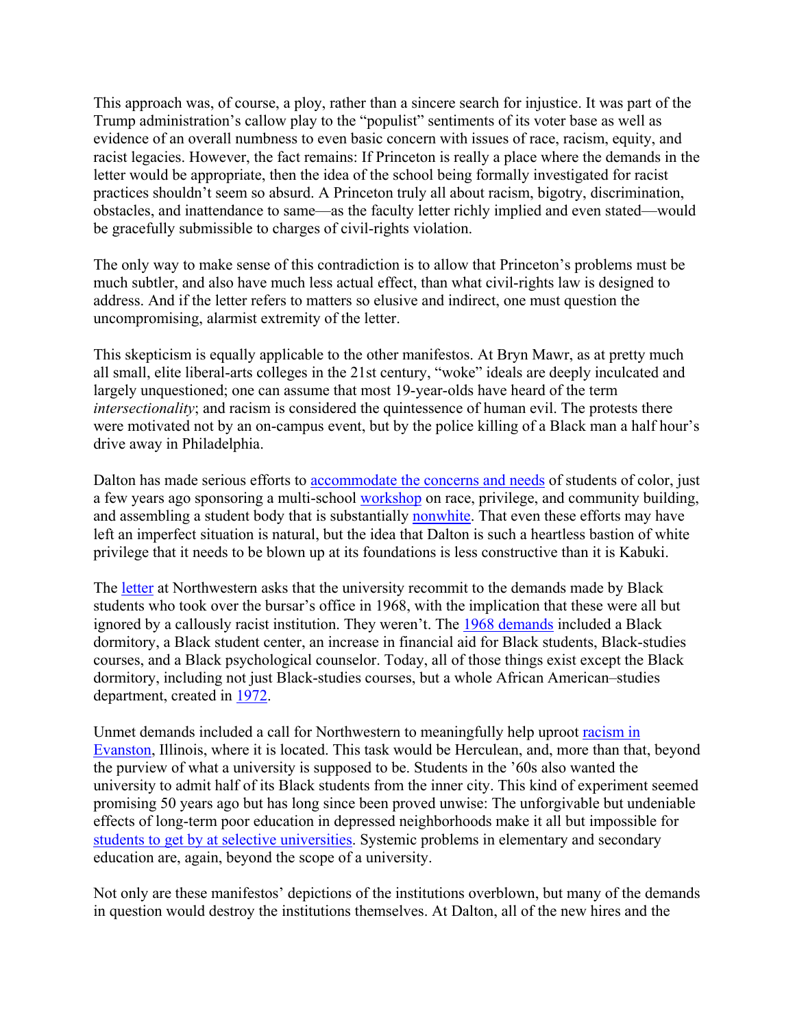This approach was, of course, a ploy, rather than a sincere search for injustice. It was part of the Trump administration's callow play to the "populist" sentiments of its voter base as well as evidence of an overall numbness to even basic concern with issues of race, racism, equity, and racist legacies. However, the fact remains: If Princeton is really a place where the demands in the letter would be appropriate, then the idea of the school being formally investigated for racist practices shouldn't seem so absurd. A Princeton truly all about racism, bigotry, discrimination, obstacles, and inattendance to same—as the faculty letter richly implied and even stated—would be gracefully submissible to charges of civil-rights violation.

The only way to make sense of this contradiction is to allow that Princeton's problems must be much subtler, and also have much less actual effect, than what civil-rights law is designed to address. And if the letter refers to matters so elusive and indirect, one must question the uncompromising, alarmist extremity of the letter.

This skepticism is equally applicable to the other manifestos. At Bryn Mawr, as at pretty much all small, elite liberal-arts colleges in the 21st century, "woke" ideals are deeply inculcated and largely unquestioned; one can assume that most 19-year-olds have heard of the term *intersectionality*; and racism is considered the quintessence of human evil. The protests there were motivated not by an on-campus event, but by the police killing of a Black man a half hour's drive away in Philadelphia.

Dalton has made serious efforts to accommodate the concerns and needs of students of color, just a few years ago sponsoring a multi-school workshop on race, privilege, and community building, and assembling a student body that is substantially nonwhite. That even these efforts may have left an imperfect situation is natural, but the idea that Dalton is such a heartless bastion of white privilege that it needs to be blown up at its foundations is less constructive than it is Kabuki.

The letter at Northwestern asks that the university recommit to the demands made by Black students who took over the bursar's office in 1968, with the implication that these were all but ignored by a callously racist institution. They weren't. The 1968 demands included a Black dormitory, a Black student center, an increase in financial aid for Black students, Black-studies courses, and a Black psychological counselor. Today, all of those things exist except the Black dormitory, including not just Black-studies courses, but a whole African American–studies department, created in 1972.

Unmet demands included a call for Northwestern to meaningfully help uproot racism in Evanston, Illinois, where it is located. This task would be Herculean, and, more than that, beyond the purview of what a university is supposed to be. Students in the '60s also wanted the university to admit half of its Black students from the inner city. This kind of experiment seemed promising 50 years ago but has long since been proved unwise: The unforgivable but undeniable effects of long-term poor education in depressed neighborhoods make it all but impossible for students to get by at selective universities. Systemic problems in elementary and secondary education are, again, beyond the scope of a university.

Not only are these manifestos' depictions of the institutions overblown, but many of the demands in question would destroy the institutions themselves. At Dalton, all of the new hires and the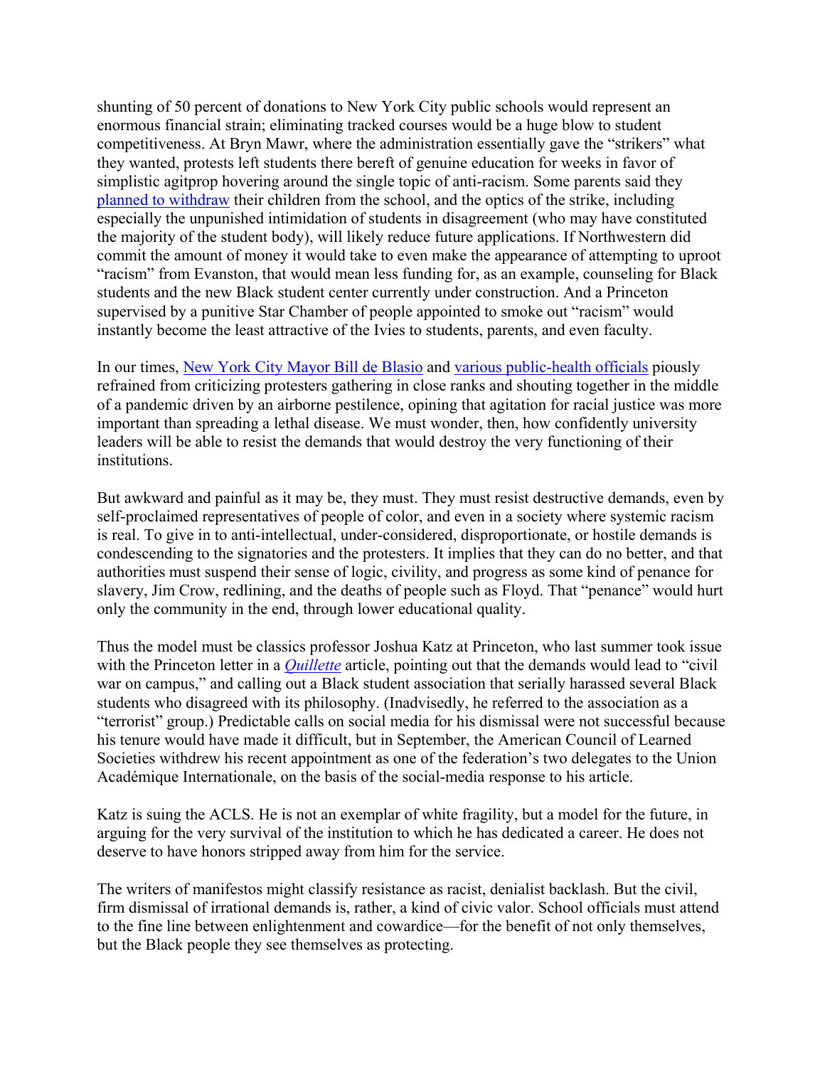shunting of 50 percent of donations to New York City public schools would represent an enormous financial strain; eliminating tracked courses would be a huge blow to student competitiveness. At Bryn Mawr, where the administration essentially gave the "strikers" what they wanted, protests left students there bereft of genuine education for weeks in favor of simplistic agitprop hovering around the single topic of anti-racism. Some parents said they planned to withdraw their children from the school, and the optics of the strike, including especially the unpunished intimidation of students in disagreement (who may have constituted the majority of the student body), will likely reduce future applications. If Northwestern did commit the amount of money it would take to even make the appearance of attempting to uproot "racism" from Evanston, that would mean less funding for, as an example, counseling for Black students and the new Black student center currently under construction. And a Princeton supervised by a punitive Star Chamber of people appointed to smoke out "racism" would instantly become the least attractive of the Ivies to students, parents, and even faculty.

In our times, New York City Mayor Bill de Blasio and various public-health officials piously refrained from criticizing protesters gathering in close ranks and shouting together in the middle of a pandemic driven by an airborne pestilence, opining that agitation for racial justice was more important than spreading a lethal disease. We must wonder, then, how confidently university leaders will be able to resist the demands that would destroy the very functioning of their institutions.

But awkward and painful as it may be, they must. They must resist destructive demands, even by self-proclaimed representatives of people of color, and even in a society where systemic racism is real. To give in to anti-intellectual, under-considered, disproportionate, or hostile demands is condescending to the signatories and the protesters. It implies that they can do no better, and that authorities must suspend their sense of logic, civility, and progress as some kind of penance for slavery, Jim Crow, redlining, and the deaths of people such as Floyd. That "penance" would hurt only the community in the end, through lower educational quality.

Thus the model must be classics professor Joshua Katz at Princeton, who last summer took issue with the Princeton letter in a *Quillette* article, pointing out that the demands would lead to "civil war on campus," and calling out a Black student association that serially harassed several Black students who disagreed with its philosophy. (Inadvisedly, he referred to the association as a "terrorist" group.) Predictable calls on social media for his dismissal were not successful because his tenure would have made it difficult, but in September, the American Council of Learned Societies withdrew his recent appointment as one of the federation's two delegates to the Union Académique Internationale, on the basis of the social-media response to his article.

Katz is suing the ACLS. He is not an exemplar of white fragility, but a model for the future, in arguing for the very survival of the institution to which he has dedicated a career. He does not deserve to have honors stripped away from him for the service.

The writers of manifestos might classify resistance as racist, denialist backlash. But the civil, firm dismissal of irrational demands is, rather, a kind of civic valor. School officials must attend to the fine line between enlightenment and cowardice—for the benefit of not only themselves, but the Black people they see themselves as protecting.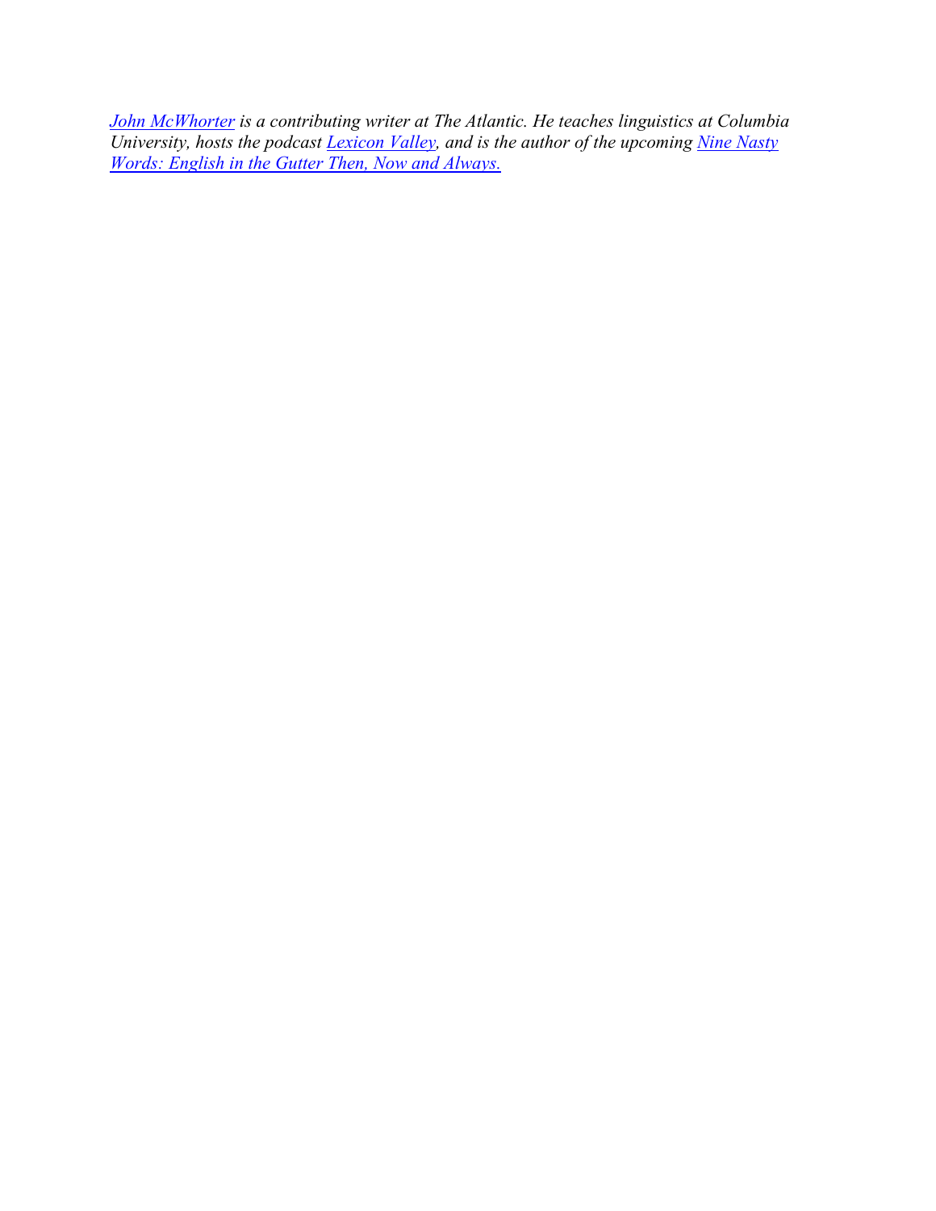*[John McWhorter](#) is a contributing writer at The Atlantic. He teaches linguistics at Columbia University, hosts the podcast [Lexicon Valley](#), and is the author of the upcoming [Nine Nasty Words: English in the Gutter Then, Now and Always.](#)*